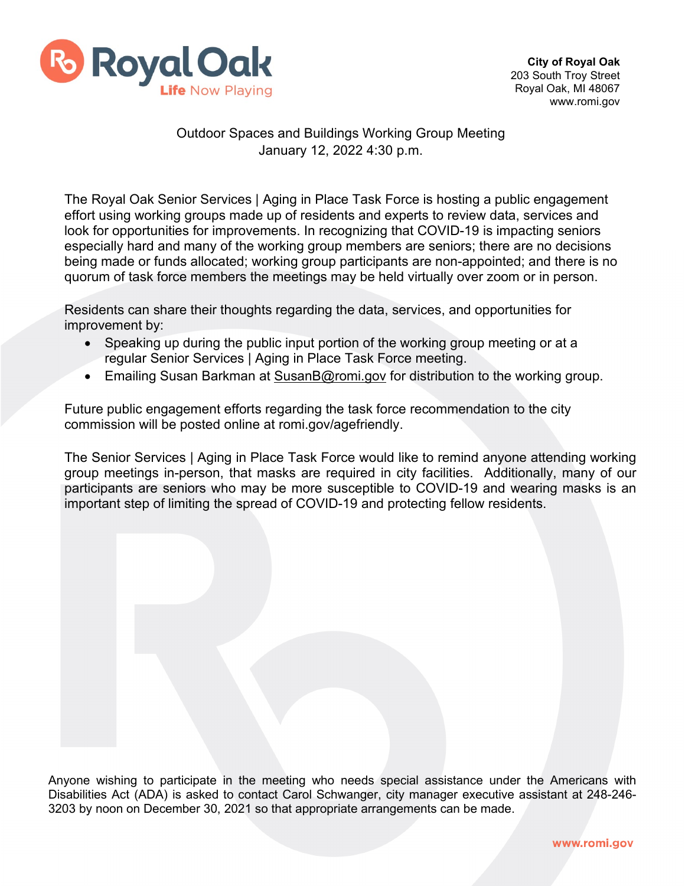Royal Oak
Life Now Playing

**City of Royal Oak**
203 South Troy Street
Royal Oak, MI 48067
www.romi.gov

Outdoor Spaces and Buildings Working Group Meeting
January 12, 2022 4:30 p.m.

The Royal Oak Senior Services | Aging in Place Task Force is hosting a public engagement effort using working groups made up of residents and experts to review data, services and look for opportunities for improvements. In recognizing that COVID-19 is impacting seniors especially hard and many of the working group members are seniors; there are no decisions being made or funds allocated; working group participants are non-appointed; and there is no quorum of task force members the meetings may be held virtually over zoom or in person.

Residents can share their thoughts regarding the data, services, and opportunities for improvement by:

- Speaking up during the public input portion of the working group meeting or at a regular Senior Services | Aging in Place Task Force meeting.
- Emailing Susan Barkman at SusanB@romi.gov for distribution to the working group.

Future public engagement efforts regarding the task force recommendation to the city commission will be posted online at romi.gov/agefriendly.

The Senior Services | Aging in Place Task Force would like to remind anyone attending working group meetings in-person, that masks are required in city facilities. Additionally, many of our participants are seniors who may be more susceptible to COVID-19 and wearing masks is an important step of limiting the spread of COVID-19 and protecting fellow residents.

Anyone wishing to participate in the meeting who needs special assistance under the Americans with Disabilities Act (ADA) is asked to contact Carol Schwanger, city manager executive assistant at 248-246-3203 by noon on December 30, 2021 so that appropriate arrangements can be made.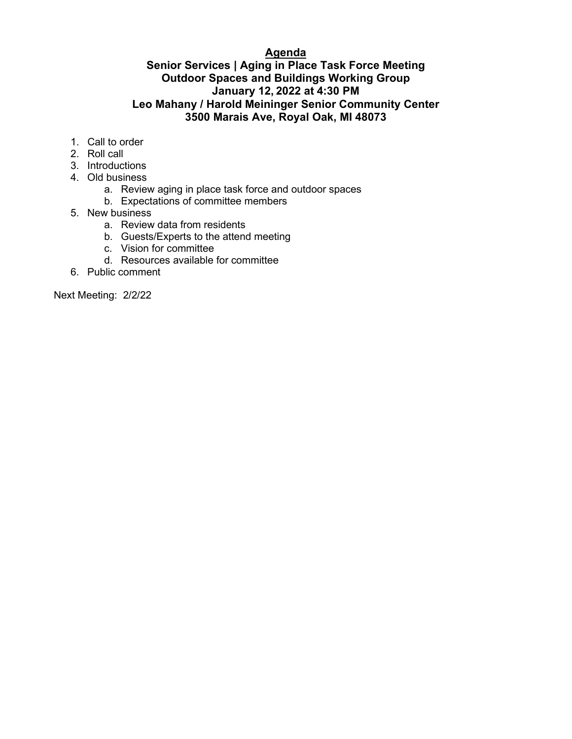# Agenda

## Senior Services | Aging in Place Task Force Meeting
## Outdoor Spaces and Buildings Working Group
## January 12, 2022 at 4:30 PM
## Leo Mahany / Harold Meininger Senior Community Center
## 3500 Marais Ave, Royal Oak, MI 48073

1. Call to order
2. Roll call
3. Introductions
4. Old business
    a. Review aging in place task force and outdoor spaces
    b. Expectations of committee members
5. New business
    a. Review data from residents
    b. Guests/Experts to the attend meeting
    c. Vision for committee
    d. Resources available for committee
6. Public comment

Next Meeting: 2/2/22